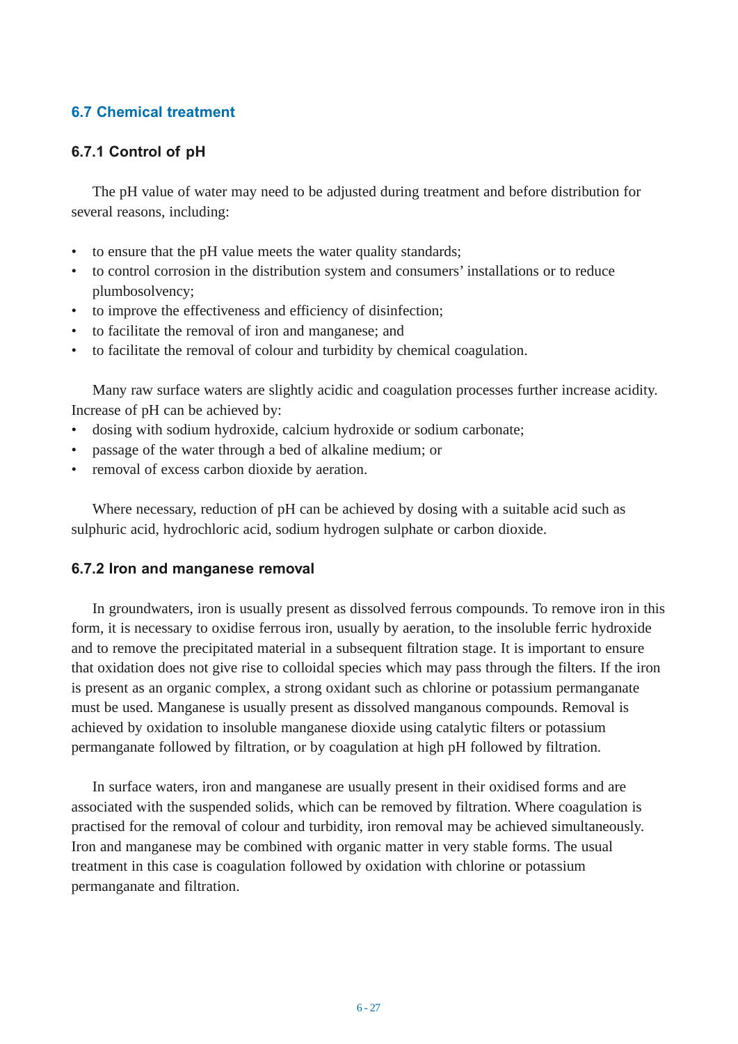## 6.7 Chemical treatment

### 6.7.1 Control of pH

The pH value of water may need to be adjusted during treatment and before distribution for several reasons, including:

- to ensure that the pH value meets the water quality standards;
- to control corrosion in the distribution system and consumers' installations or to reduce plumbosolvency;
- to improve the effectiveness and efficiency of disinfection;
- to facilitate the removal of iron and manganese; and
- to facilitate the removal of colour and turbidity by chemical coagulation.

Many raw surface waters are slightly acidic and coagulation processes further increase acidity. Increase of pH can be achieved by:

- dosing with sodium hydroxide, calcium hydroxide or sodium carbonate;
- passage of the water through a bed of alkaline medium; or
- removal of excess carbon dioxide by aeration.

Where necessary, reduction of pH can be achieved by dosing with a suitable acid such as sulphuric acid, hydrochloric acid, sodium hydrogen sulphate or carbon dioxide.

### 6.7.2 Iron and manganese removal

In groundwaters, iron is usually present as dissolved ferrous compounds. To remove iron in this form, it is necessary to oxidise ferrous iron, usually by aeration, to the insoluble ferric hydroxide and to remove the precipitated material in a subsequent filtration stage. It is important to ensure that oxidation does not give rise to colloidal species which may pass through the filters. If the iron is present as an organic complex, a strong oxidant such as chlorine or potassium permanganate must be used. Manganese is usually present as dissolved manganous compounds. Removal is achieved by oxidation to insoluble manganese dioxide using catalytic filters or potassium permanganate followed by filtration, or by coagulation at high pH followed by filtration.

In surface waters, iron and manganese are usually present in their oxidised forms and are associated with the suspended solids, which can be removed by filtration. Where coagulation is practised for the removal of colour and turbidity, iron removal may be achieved simultaneously. Iron and manganese may be combined with organic matter in very stable forms. The usual treatment in this case is coagulation followed by oxidation with chlorine or potassium permanganate and filtration.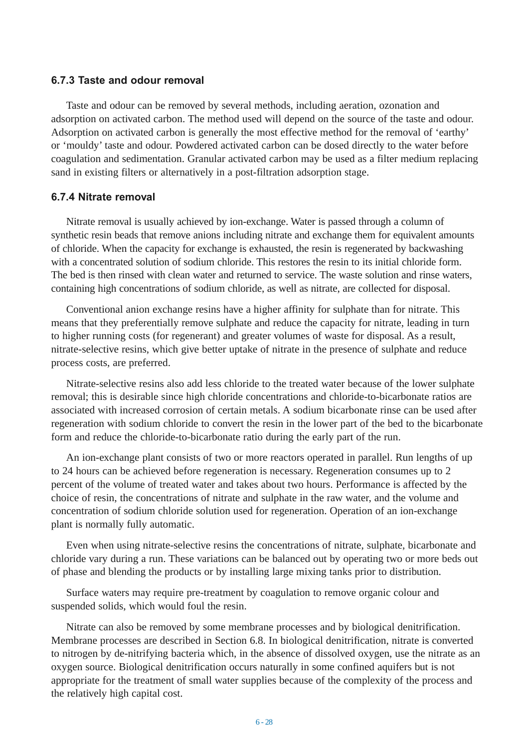### 6.7.3 Taste and odour removal

Taste and odour can be removed by several methods, including aeration, ozonation and adsorption on activated carbon. The method used will depend on the source of the taste and odour. Adsorption on activated carbon is generally the most effective method for the removal of 'earthy' or 'mouldy' taste and odour. Powdered activated carbon can be dosed directly to the water before coagulation and sedimentation. Granular activated carbon may be used as a filter medium replacing sand in existing filters or alternatively in a post-filtration adsorption stage.

### 6.7.4 Nitrate removal

Nitrate removal is usually achieved by ion-exchange. Water is passed through a column of synthetic resin beads that remove anions including nitrate and exchange them for equivalent amounts of chloride. When the capacity for exchange is exhausted, the resin is regenerated by backwashing with a concentrated solution of sodium chloride. This restores the resin to its initial chloride form. The bed is then rinsed with clean water and returned to service. The waste solution and rinse waters, containing high concentrations of sodium chloride, as well as nitrate, are collected for disposal.

Conventional anion exchange resins have a higher affinity for sulphate than for nitrate. This means that they preferentially remove sulphate and reduce the capacity for nitrate, leading in turn to higher running costs (for regenerant) and greater volumes of waste for disposal. As a result, nitrate-selective resins, which give better uptake of nitrate in the presence of sulphate and reduce process costs, are preferred.

Nitrate-selective resins also add less chloride to the treated water because of the lower sulphate removal; this is desirable since high chloride concentrations and chloride-to-bicarbonate ratios are associated with increased corrosion of certain metals. A sodium bicarbonate rinse can be used after regeneration with sodium chloride to convert the resin in the lower part of the bed to the bicarbonate form and reduce the chloride-to-bicarbonate ratio during the early part of the run.

An ion-exchange plant consists of two or more reactors operated in parallel. Run lengths of up to 24 hours can be achieved before regeneration is necessary. Regeneration consumes up to 2 percent of the volume of treated water and takes about two hours. Performance is affected by the choice of resin, the concentrations of nitrate and sulphate in the raw water, and the volume and concentration of sodium chloride solution used for regeneration. Operation of an ion-exchange plant is normally fully automatic.

Even when using nitrate-selective resins the concentrations of nitrate, sulphate, bicarbonate and chloride vary during a run. These variations can be balanced out by operating two or more beds out of phase and blending the products or by installing large mixing tanks prior to distribution.

Surface waters may require pre-treatment by coagulation to remove organic colour and suspended solids, which would foul the resin.

Nitrate can also be removed by some membrane processes and by biological denitrification. Membrane processes are described in Section 6.8. In biological denitrification, nitrate is converted to nitrogen by de-nitrifying bacteria which, in the absence of dissolved oxygen, use the nitrate as an oxygen source. Biological denitrification occurs naturally in some confined aquifers but is not appropriate for the treatment of small water supplies because of the complexity of the process and the relatively high capital cost.